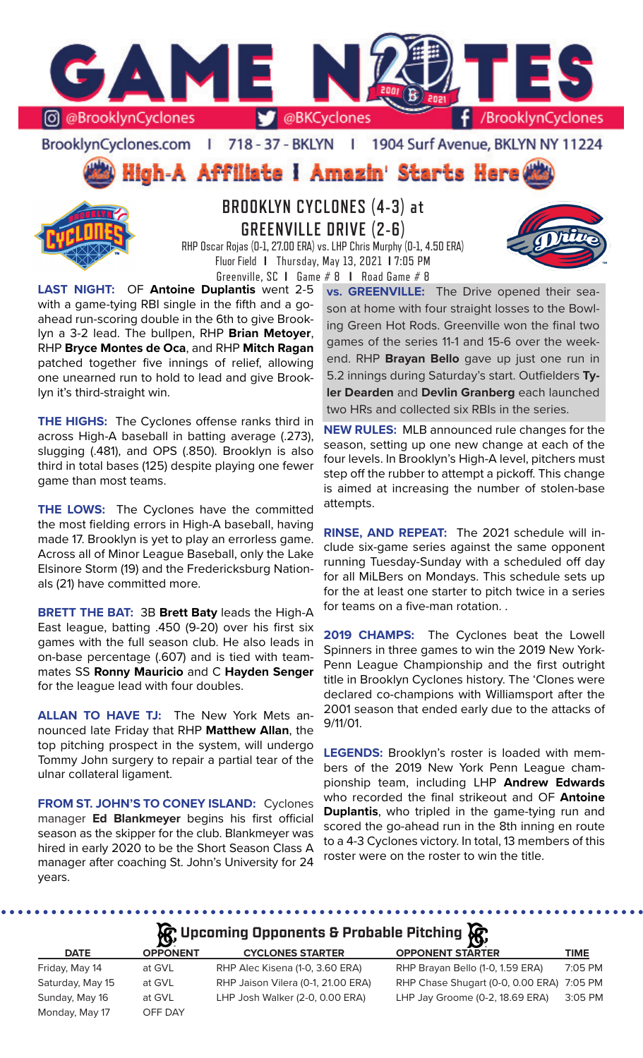# GAME NOTES

@BrooklynCyclones | @BKCyclones | /BrooklynCyclones

BrooklynCyclones.com | 718 - 37 - BKLYN | 1904 Surf Avenue, BKLYN NY 11224

**High-A Affiliate | Amazin' Starts Here**

## BROOKLYN CYCLONES (4-3) at GREENVILLE DRIVE (2-6)

RHP Oscar Rojas (0-1, 27.00 ERA) vs. LHP Chris Murphy (0-1, 4.50 ERA)

Fluor Field | Thursday, May 13, 2021 | 7:05 PM

Greenville, SC | Game # 8 | Road Game # 8

**LAST NIGHT:** OF **Antoine Duplantis** went 2-5 with a game-tying RBI single in the fifth and a go-ahead run-scoring double in the 6th to give Brooklyn a 3-2 lead. The bullpen, RHP **Brian Metoyer**, RHP **Bryce Montes de Oca**, and RHP **Mitch Ragan** patched together five innings of relief, allowing one unearned run to hold to lead and give Brooklyn it's third-straight win.

**THE HIGHS:** The Cyclones offense ranks third in across High-A baseball in batting average (.273), slugging (.481), and OPS (.850). Brooklyn is also third in total bases (125) despite playing one fewer game than most teams.

**THE LOWS:** The Cyclones have the committed the most fielding errors in High-A baseball, having made 17. Brooklyn is yet to play an errorless game. Across all of Minor League Baseball, only the Lake Elsinore Storm (19) and the Fredericksburg Nationals (21) have committed more.

**BRETT THE BAT:** 3B **Brett Baty** leads the High-A East league, batting .450 (9-20) over his first six games with the full season club. He also leads in on-base percentage (.607) and is tied with teammates SS **Ronny Mauricio** and C **Hayden Senger** for the league lead with four doubles.

**ALLAN TO HAVE TJ:** The New York Mets announced late Friday that RHP **Matthew Allan**, the top pitching prospect in the system, will undergo Tommy John surgery to repair a partial tear of the ulnar collateral ligament.

**FROM ST. JOHN'S TO CONEY ISLAND:** Cyclones manager **Ed Blankmeyer** begins his first official season as the skipper for the club. Blankmeyer was hired in early 2020 to be the Short Season Class A manager after coaching St. John's University for 24 years.

**vs. GREENVILLE:** The Drive opened their season at home with four straight losses to the Bowling Green Hot Rods. Greenville won the final two games of the series 11-1 and 15-6 over the weekend. RHP **Brayan Bello** gave up just one run in 5.2 innings during Saturday's start. Outfielders **Tyler Dearden** and **Devlin Granberg** each launched two HRs and collected six RBIs in the series.

**NEW RULES:** MLB announced rule changes for the season, setting up one new change at each of the four levels. In Brooklyn's High-A level, pitchers must step off the rubber to attempt a pickoff. This change is aimed at increasing the number of stolen-base attempts.

**RINSE, AND REPEAT:** The 2021 schedule will include six-game series against the same opponent running Tuesday-Sunday with a scheduled off day for all MiLBers on Mondays. This schedule sets up for the at least one starter to pitch twice in a series for teams on a five-man rotation. .

**2019 CHAMPS:** The Cyclones beat the Lowell Spinners in three games to win the 2019 New York-Penn League Championship and the first outright title in Brooklyn Cyclones history. The 'Clones were declared co-champions with Williamsport after the 2001 season that ended early due to the attacks of 9/11/01.

**LEGENDS:** Brooklyn's roster is loaded with members of the 2019 New York Penn League championship team, including LHP **Andrew Edwards** who recorded the final strikeout and OF **Antoine Duplantis**, who tripled in the game-tying run and scored the go-ahead run in the 8th inning en route to a 4-3 Cyclones victory. In total, 13 members of this roster were on the roster to win the title.

## Upcoming Opponents & Probable Pitching

| DATE | OPPONENT | CYCLONES STARTER | OPPONENT STARTER | TIME |
|---|---|---|---|---|
| Friday, May 14 | at GVL | RHP Alec Kisena (1-0, 3.60 ERA) | RHP Brayan Bello (1-0, 1.59 ERA) | 7:05 PM |
| Saturday, May 15 | at GVL | RHP Jaison Vilera (0-1, 21.00 ERA) | RHP Chase Shugart (0-0, 0.00 ERA) | 7:05 PM |
| Sunday, May 16 | at GVL | LHP Josh Walker (2-0, 0.00 ERA) | LHP Jay Groome (0-2, 18.69 ERA) | 3:05 PM |
| Monday, May 17 | OFF DAY | | | |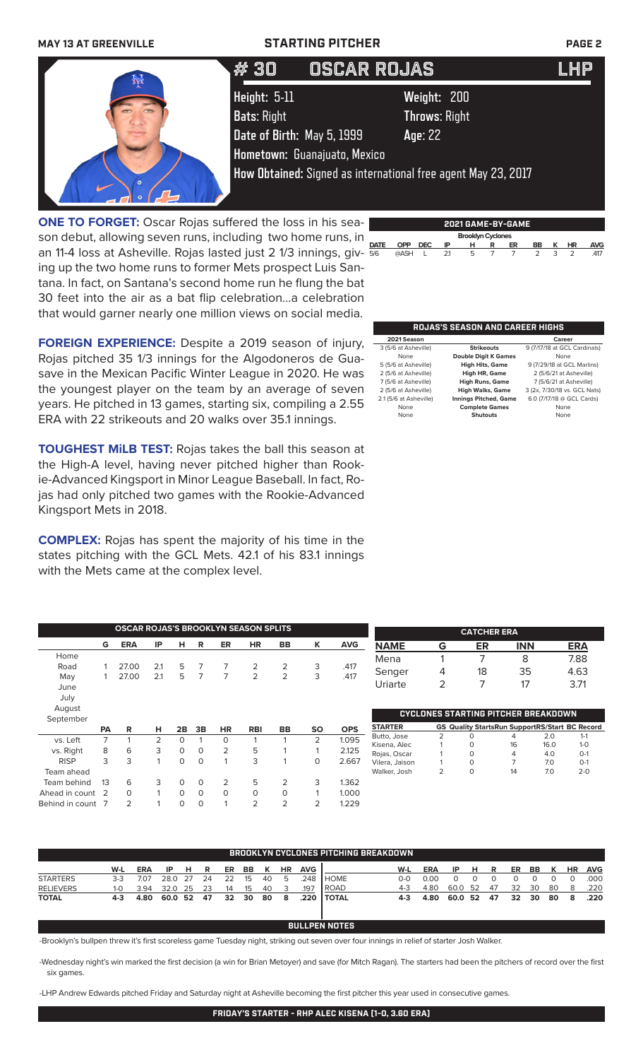## # 30 OSCAR ROJAS LHP

**Height:** 5-11 **Weight:** 200

**Bats:** Right **Throws:** Right

**Date of Birth:** May 5, 1999 **Age:** 22

**Hometown:** Guanajuato, Mexico

**How Obtained:** Signed as international free agent May 23, 2017

**ONE TO FORGET:** Oscar Rojas suffered the loss in his season debut, allowing seven runs, including two home runs, in an 11-4 loss at Asheville. Rojas lasted just 2 1/3 innings, giving up the two home runs to former Mets prospect Luis Santana. In fact, on Santana's second home run he flung the bat 30 feet into the air as a bat flip celebration...a celebration that would garner nearly one million views on social media.

**FOREIGN EXPERIENCE:** Despite a 2019 season of injury, Rojas pitched 35 1/3 innings for the Algodoneros de Guasave in the Mexican Pacific Winter League in 2020. He was the youngest player on the team by an average of seven years. He pitched in 13 games, starting six, compiling a 2.55 ERA with 22 strikeouts and 20 walks over 35.1 innings.

**TOUGHEST MiLB TEST:** Rojas takes the ball this season at the High-A level, having never pitched higher than Rookie-Advanced Kingsport in Minor League Baseball. In fact, Rojas had only pitched two games with the Rookie-Advanced Kingsport Mets in 2018.

**COMPLEX:** Rojas has spent the majority of his time in the states pitching with the GCL Mets. 42.1 of his 83.1 innings with the Mets came at the complex level.

### 2021 GAME-BY-GAME

Brooklyn Cyclones

| DATE | OPP | DEC | IP | H | R | ER | BB | K | HR | AVG |
|---|---|---|---|---|---|---|---|---|---|---|
| 5/6 | @ASH | L | 2.1 | 5 | 7 | 7 | 2 | 3 | 2 | .417 |

### ROJAS'S SEASON AND CAREER HIGHS

| 2021 Season | | Career |
|---|---|---|
| 3 (5/6 at Asheville) | Strikeouts | 9 (7/17/18 at GCL Cardinals) |
| None | Double Digit K Games | None |
| 5 (5/6 at Asheville) | High Hits, Game | 9 (7/29/18 at GCL Marlins) |
| 2 (5/6 at Asheville) | High HR, Game | 2 (5/6/21 at Asheville) |
| 7 (5/6 at Asheville) | High Runs, Game | 7 (5/6/21 at Asheville) |
| 2 (5/6 at Asheville) | High Walks, Game | 3 (2x, 7/30/18 vs. GCL Nats) |
| 2.1 (5/6 at Asheville) | Innings Pitched, Game | 6.0 (7/17/18 @ GCL Cards) |
| None | Complete Games | None |
| None | Shutouts | None |

### OSCAR ROJAS'S BROOKLYN SEASON SPLITS

| | G | ERA | IP | H | R | ER | HR | BB | K | AVG |
|---|---|---|---|---|---|---|---|---|---|---|
| Home | | | | | | | | | | |
| Road | 1 | 27.00 | 2.1 | 5 | 7 | 7 | 2 | 2 | 3 | .417 |
| May | 1 | 27.00 | 2.1 | 5 | 7 | 7 | 2 | 2 | 3 | .417 |
| June | | | | | | | | | | |
| July | | | | | | | | | | |
| August | | | | | | | | | | |
| September | | | | | | | | | | |

| | PA | R | H | 2B | 3B | HR | RBI | BB | SO | OPS |
|---|---|---|---|---|---|---|---|---|---|---|
| vs. Left | 7 | 1 | 2 | 0 | 1 | 0 | 1 | 1 | 2 | 1.095 |
| vs. Right | 8 | 6 | 3 | 0 | 0 | 2 | 5 | 1 | 1 | 2.125 |
| RISP | 3 | 3 | 1 | 0 | 0 | 1 | 3 | 1 | 0 | 2.667 |
| Team ahead | | | | | | | | | | |
| Team behind | 13 | 6 | 3 | 0 | 0 | 2 | 5 | 2 | 3 | 1.362 |
| Ahead in count | 2 | 0 | 1 | 0 | 0 | 0 | 0 | 0 | 1 | 1.000 |
| Behind in count | 7 | 2 | 1 | 0 | 0 | 1 | 2 | 2 | 2 | 1.229 |

### CATCHER ERA

| NAME | G | ER | INN | ERA |
|---|---|---|---|---|
| Mena | 1 | 7 | 8 | 7.88 |
| Senger | 4 | 18 | 35 | 4.63 |
| Uriarte | 2 | 7 | 17 | 3.71 |

### CYCLONES STARTING PITCHER BREAKDOWN

| STARTER | GS | Quality Starts | Run Support | RS/Start | BC Record |
|---|---|---|---|---|---|
| Butto, Jose | 2 | 0 | 4 | 2.0 | 1-1 |
| Kisena, Alec | 1 | 0 | 16 | 16.0 | 1-0 |
| Rojas, Oscar | 1 | 0 | 4 | 4.0 | 0-1 |
| Vilera, Jaison | 1 | 0 | 7 | 7.0 | 0-1 |
| Walker, Josh | 2 | 0 | 14 | 7.0 | 2-0 |

### BROOKLYN CYCLONES PITCHING BREAKDOWN

| | W-L | ERA | IP | H | R | ER | BB | K | HR | AVG |
|---|---|---|---|---|---|---|---|---|---|---|
| STARTERS | 3-3 | 7.07 | 28.0 | 27 | 24 | 22 | 15 | 40 | 5 | .248 |
| RELIEVERS | 1-0 | 3.94 | 32.0 | 25 | 23 | 14 | 15 | 40 | 3 | .197 |
| **TOTAL** | **4-3** | **4.80** | **60.0** | **52** | **47** | **32** | **30** | **80** | **8** | **.220** |

| | W-L | ERA | IP | H | R | ER | BB | K | HR | AVG |
|---|---|---|---|---|---|---|---|---|---|---|
| HOME | 0-0 | 0.00 | 0 | 0 | 0 | 0 | 0 | 0 | 0 | .000 |
| ROAD | 4-3 | 4.80 | 60.0 | 52 | 47 | 32 | 30 | 80 | 8 | .220 |
| **TOTAL** | **4-3** | **4.80** | **60.0** | **52** | **47** | **32** | **30** | **80** | **8** | **.220** |

### BULLPEN NOTES

-Brooklyn's bullpen threw it's first scoreless game Tuesday night, striking out seven over four innings in relief of starter Josh Walker.

-Wednesday night's win marked the first decision (a win for Brian Metoyer) and save (for Mitch Ragan). The starters had been the pitchers of record over the first six games.

-LHP Andrew Edwards pitched Friday and Saturday night at Asheville becoming the first pitcher this year used in consecutive games.

**FRIDAY'S STARTER - RHP ALEC KISENA (1-0, 3.60 ERA)**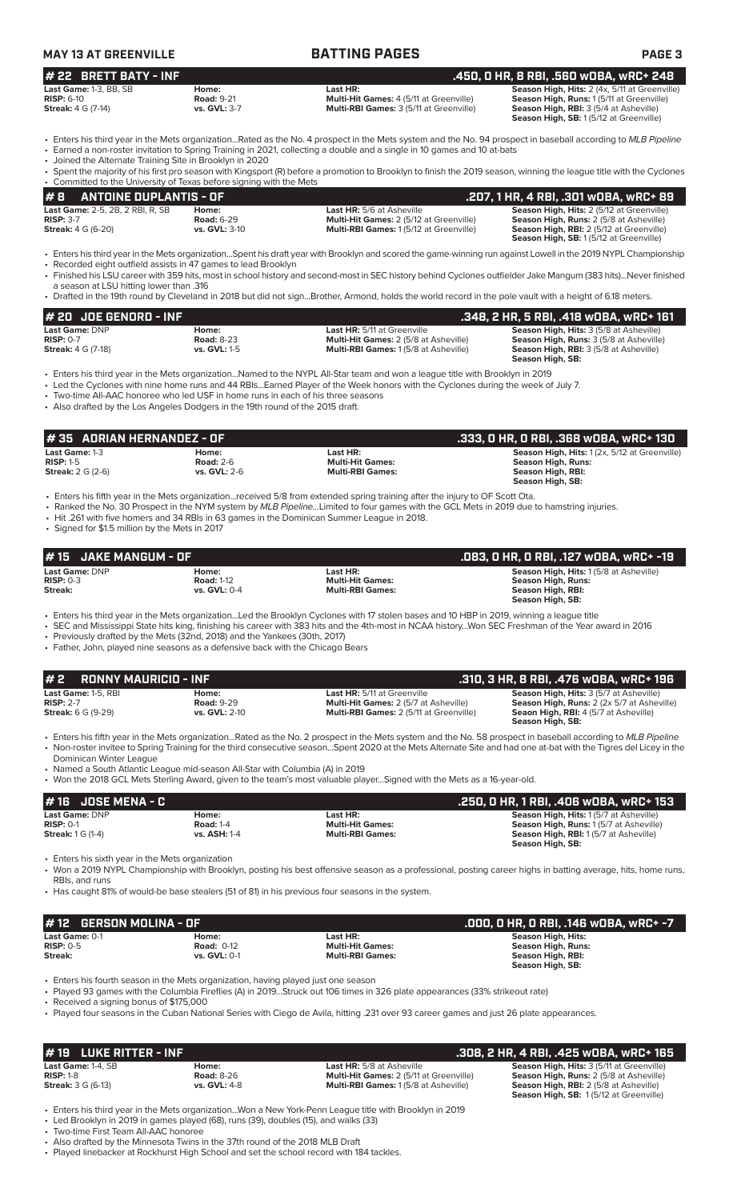## #22 BRETT BATY - INF

**.450, 0 HR, 8 RBI, .560 wOBA, wRC+ 248**

| | | | |
|---|---|---|---|
| **Last Game:** 1-3, BB, SB | **Home:** | **Last HR:** | **Season High, Hits:** 2 (4x, 5/11 at Greenville) |
| **RISP:** 6-10 | **Road:** 9-21 | **Multi-Hit Games:** 4 (5/11 at Greenville) | **Season High, Runs:** 1 (5/11 at Greenville) |
| **Streak:** 4 G (7-14) | **vs. GVL:** 3-7 | **Multi-RBI Games:** 3 (5/11 at Greenville) | **Season High, RBI:** 3 (5/4 at Asheville) |
| | | | **Season High, SB:** 1 (5/12 at Greenville) |

- Enters his third year in the Mets organization...Rated as the No. 4 prospect in the Mets system and the No. 94 prospect in baseball according to *MLB Pipeline*
- Earned a non-roster invitation to Spring Training in 2021, collecting a double and a single in 10 games and 10 at-bats
- Joined the Alternate Training Site in Brooklyn in 2020
- Spent the majority of his first pro season with Kingsport (R) before a promotion to Brooklyn to finish the 2019 season, winning the league title with the Cyclones
- Committed to the University of Texas before signing with the Mets

## #8 ANTOINE DUPLANTIS - OF

**.207, 1 HR, 4 RBI, .301 wOBA, wRC+ 89**

| | | | |
|---|---|---|---|
| **Last Game:** 2-5, 2B, 2 RBI, R, SB | **Home:** | **Last HR:** 5/6 at Asheville | **Season High, Hits:** 2 (5/12 at Greenville) |
| **RISP:** 3-7 | **Road:** 6-29 | **Multi-Hit Games:** 2 (5/12 at Greenville) | **Season High, Runs:** 2 (5/8 at Asheville) |
| **Streak:** 4 G (6-20) | **vs. GVL:** 3-10 | **Multi-RBI Games:** 1 (5/12 at Greenville) | **Season High, RBI:** 2 (5/12 at Greenville) |
| | | | **Season High, SB:** 1 (5/12 at Greenville) |

- Enters his third year in the Mets organization...Spent his draft year with Brooklyn and scored the game-winning run against Lowell in the 2019 NYPL Championship
- Recorded eight outfield assists in 47 games to lead Brooklyn
- Finished his LSU career with 359 hits, most in school history and second-most in SEC history behind Cyclones outfielder Jake Mangum (383 hits)...Never finished a season at LSU hitting lower than .316
- Drafted in the 19th round by Cleveland in 2018 but did not sign...Brother, Armond, holds the world record in the pole vault with a height of 6.18 meters.

## #20 JOE GENORD - INF

**.348, 2 HR, 5 RBI, .418 wOBA, wRC+ 161**

| | | | |
|---|---|---|---|
| **Last Game:** DNP | **Home:** | **Last HR:** 5/11 at Greenville | **Season High, Hits:** 3 (5/8 at Asheville) |
| **RISP:** 0-7 | **Road:** 8-23 | **Multi-Hit Games:** 2 (5/8 at Asheville) | **Season High, Runs:** 3 (5/8 at Asheville) |
| **Streak:** 4 G (7-18) | **vs. GVL:** 1-5 | **Multi-RBI Games:** 1 (5/8 at Asheville) | **Season High, RBI:** 3 (5/8 at Asheville) |
| | | | **Season High, SB:** |

- Enters his third year in the Mets organization...Named to the NYPL All-Star team and won a league title with Brooklyn in 2019
- Led the Cyclones with nine home runs and 44 RBIs...Earned Player of the Week honors with the Cyclones during the week of July 7.
- Two-time All-AAC honoree who led USF in home runs in each of his three seasons
- Also drafted by the Los Angeles Dodgers in the 19th round of the 2015 draft.

## #35 ADRIAN HERNANDEZ - OF

**.333, 0 HR, 0 RBI, .368 wOBA, wRC+ 130**

| | | | |
|---|---|---|---|
| **Last Game:** 1-3 | **Home:** | **Last HR:** | **Season High, Hits:** 1 (2x, 5/12 at Greenville) |
| **RISP:** 1-5 | **Road:** 2-6 | **Multi-Hit Games:** | **Season High, Runs:** |
| **Streak:** 2 G (2-6) | **vs. GVL:** 2-6 | **Multi-RBI Games:** | **Season High, RBI:** |
| | | | **Season High, SB:** |

- Enters his fifth year in the Mets organization...received 5/8 from extended spring training after the injury to OF Scott Ota.
- Ranked the No. 30 Prospect in the NYM system by *MLB Pipeline*...Limited to four games with the GCL Mets in 2019 due to hamstring injuries.
- Hit .261 with five homers and 34 RBIs in 63 games in the Dominican Summer League in 2018.
- Signed for $1.5 million by the Mets in 2017

## #15 JAKE MANGUM - OF

**.083, 0 HR, 0 RBI, .127 wOBA, wRC+ -19**

| | | | |
|---|---|---|---|
| **Last Game:** DNP | **Home:** | **Last HR:** | **Season High, Hits:** 1 (5/8 at Asheville) |
| **RISP:** 0-3 | **Road:** 1-12 | **Multi-Hit Games:** | **Season High, Runs:** |
| **Streak:** | **vs. GVL:** 0-4 | **Multi-RBI Games:** | **Season High, RBI:** |
| | | | **Season High, SB:** |

- Enters his third year in the Mets organization...Led the Brooklyn Cyclones with 17 stolen bases and 10 HBP in 2019, winning a league title
- SEC and Mississippi State hits king, finishing his career with 383 hits and the 4th-most in NCAA history...Won SEC Freshman of the Year award in 2016
- Previously drafted by the Mets (32nd, 2018) and the Yankees (30th, 2017)
- Father, John, played nine seasons as a defensive back with the Chicago Bears

## #2 RONNY MAURICIO - INF

**.310, 3 HR, 8 RBI, .476 wOBA, wRC+ 196**

| | | | |
|---|---|---|---|
| **Last Game:** 1-5, RBI | **Home:** | **Last HR:** 5/11 at Greenville | **Season High, Hits:** 3 (5/7 at Asheville) |
| **RISP:** 2-7 | **Road:** 9-29 | **Multi-Hit Games:** 2 (5/7 at Asheville) | **Season High, Runs:** 2 (2x 5/7 at Asheville) |
| **Streak:** 6 G (9-29) | **vs. GVL:** 2-10 | **Multi-RBI Games:** 2 (5/11 at Greenville) | **Seaon High, RBI:** 4 (5/7 at Asheville) |
| | | | **Season High, SB:** |

- Enters his fifth year in the Mets organization...Rated as the No. 2 prospect in the Mets system and the No. 58 prospect in baseball according to *MLB Pipeline*
- Non-roster invitee to Spring Training for the third consecutive season...Spent 2020 at the Mets Alternate Site and had one at-bat with the Tigres del Licey in the Dominican Winter League
- Named a South Atlantic League mid-season All-Star with Columbia (A) in 2019
- Won the 2018 GCL Mets Sterling Award, given to the team's most valuable player...Signed with the Mets as a 16-year-old.

## #16 JOSE MENA - C

**.250, 0 HR, 1 RBI, .406 wOBA, wRC+ 153**

| | | | |
|---|---|---|---|
| **Last Game:** DNP | **Home:** | **Last HR:** | **Season High, Hits:** 1 (5/7 at Asheville) |
| **RISP:** 0-1 | **Road:** 1-4 | **Multi-Hit Games:** | **Season High, Runs:** 1 (5/7 at Asheville) |
| **Streak:** 1 G (1-4) | **vs. ASH:** 1-4 | **Multi-RBI Games:** | **Season High, RBI:** 1 (5/7 at Asheville) |
| | | | **Season High, SB:** |

- Enters his sixth year in the Mets organization
- Won a 2019 NYPL Championship with Brooklyn, posting his best offensive season as a professional, posting career highs in batting average, hits, home runs, RBIs, and runs
- Has caught 81% of would-be base stealers (51 of 81) in his previous four seasons in the system.

## #12 GERSON MOLINA - OF

**.000, 0 HR, 0 RBI, .146 wOBA, wRC+ -7**

| | | | |
|---|---|---|---|
| **Last Game:** 0-1 | **Home:** | **Last HR:** | **Season High, Hits:** |
| **RISP:** 0-5 | **Road:** 0-12 | **Multi-Hit Games:** | **Season High, Runs:** |
| **Streak:** | **vs. GVL:** 0-1 | **Multi-RBI Games:** | **Season High, RBI:** |
| | | | **Season High, SB:** |

- Enters his fourth season in the Mets organization, having played just one season
- Played 93 games with the Columbia Fireflies (A) in 2019...Struck out 106 times in 326 plate appearances (33% strikeout rate)
- Received a signing bonus of $175,000
- Played four seasons in the Cuban National Series with Ciego de Avila, hitting .231 over 93 career games and just 26 plate appearances.

## #19 LUKE RITTER - INF

**.308, 2 HR, 4 RBI, .425 wOBA, wRC+ 165**

| | | | |
|---|---|---|---|
| **Last Game:** 1-4, SB | **Home:** | **Last HR:** 5/8 at Asheville | **Season High, Hits:** 3 (5/11 at Greenville) |
| **RISP:** 1-8 | **Road:** 8-26 | **Multi-Hit Games:** 2 (5/11 at Greenville) | **Season High, Runs:** 2 (5/8 at Asheville) |
| **Streak:** 3 G (6-13) | **vs. GVL:** 4-8 | **Multi-RBI Games:** 1 (5/8 at Asheville) | **Season High, RBI:** 2 (5/8 at Asheville) |
| | | | **Season High, SB:** 1 (5/12 at Greenville) |

- Enters his third year in the Mets organization...Won a New York-Penn League title with Brooklyn in 2019
- Led Brooklyn in 2019 in games played (68), runs (39), doubles (15), and walks (33)
- Two-time First Team All-AAC honoree
- Also drafted by the Minnesota Twins in the 37th round of the 2018 MLB Draft
- Played linebacker at Rockhurst High School and set the school record with 184 tackles.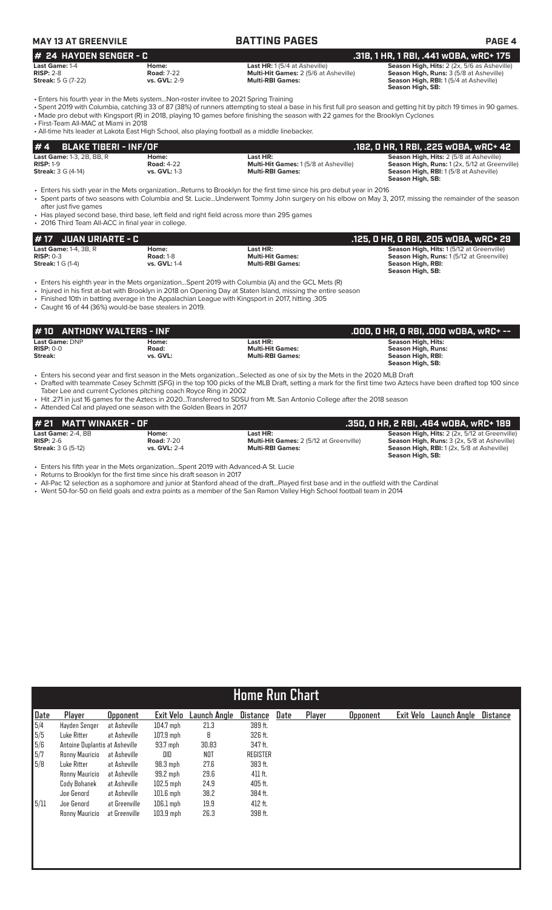**MAY 13 AT GREENVILLE** — **BATTING PAGES**

## # 24 HAYDEN SENGER - C — .318, 1 HR, 1 RBI, .441 wOBA, wRC+ 175

**Last Game:** 1-4
**RISP:** 2-8
**Streak:** 5 G (7-22)

**Home:**
**Road:** 7-22
**vs. GVL:** 2-9

**Last HR:** 1 (5/4 at Asheville)
**Multi-Hit Games:** 2 (5/6 at Asheville)
**Multi-RBI Games:**

**Season High, Hits:** 2 (2x, 5/6 as Asheville)
**Season High, Runs:** 3 (5/8 at Asheville)
**Season High, RBI:** 1 (5/4 at Asheville)
**Season High, SB:**

- Enters his fourth year in the Mets system...Non-roster invitee to 2021 Spring Training
- Spent 2019 with Columbia, catching 33 of 87 (38%) of runners attempting to steal a base in his first full pro season and getting hit by pitch 19 times in 90 games.
- Made pro debut with Kingsport (R) in 2018, playing 10 games before finishing the season with 22 games for the Brooklyn Cyclones
- First-Team All-MAC at Miami in 2018
- All-time hits leader at Lakota East High School, also playing football as a middle linebacker.

## # 4 BLAKE TIBERI - INF/OF — .182, 0 HR, 1 RBI, .225 wOBA, wRC+ 42

**Last Game:** 1-3, 2B, BB, R
**RISP:** 1-9
**Streak:** 3 G (4-14)

**Home:**
**Road:** 4-22
**vs. GVL:** 1-3

**Last HR:**
**Multi-Hit Games:** 1 (5/8 at Asheville)
**Multi-RBI Games:**

**Season High, Hits:** 2 (5/8 at Asheville)
**Season High, Runs:** 1 (2x, 5/12 at Greenville)
**Season High, RBI:** 1 (5/8 at Asheville)
**Season High, SB:**

- Enters his sixth year in the Mets organization...Returns to Brooklyn for the first time since his pro debut year in 2016
- Spent parts of two seasons with Columbia and St. Lucie...Underwent Tommy John surgery on his elbow on May 3, 2017, missing the remainder of the season after just five games
- Has played second base, third base, left field and right field across more than 295 games
- 2016 Third Team All-ACC in final year in college.

## # 17 JUAN URIARTE - C — .125, 0 HR, 0 RBI, .205 wOBA, wRC+ 29

**Last Game:** 1-4, 3B, R
**RISP:** 0-3
**Streak:** 1 G (1-4)

**Home:**
**Road:** 1-8
**vs. GVL:** 1-4

**Last HR:**
**Multi-Hit Games:**
**Multi-RBI Games:**

**Season High, Hits:** 1 (5/12 at Greenville)
**Season High, Runs:** 1 (5/12 at Greenville)
**Season High, RBI:**
**Season High, SB:**

- Enters his eighth year in the Mets organization...Spent 2019 with Columbia (A) and the GCL Mets (R)
- Injured in his first at-bat with Brooklyn in 2018 on Opening Day at Staten Island, missing the entire season
- Finished 10th in batting average in the Appalachian League with Kingsport in 2017, hitting .305
- Caught 16 of 44 (36%) would-be base stealers in 2019.

## # 10 ANTHONY WALTERS - INF — .000, 0 HR, 0 RBI, .000 wOBA, wRC+ --

**Last Game:** DNP
**RISP:** 0-0
**Streak:**

**Home:**
**Road:**
**vs. GVL:**

**Last HR:**
**Multi-Hit Games:**
**Multi-RBI Games:**

**Season High, Hits:**
**Season High, Runs:**
**Season High, RBI:**
**Season High, SB:**

- Enters his second year and first season in the Mets organization...Selected as one of six by the Mets in the 2020 MLB Draft
- Drafted with teammate Casey Schmitt (SFG) in the top 100 picks of the MLB Draft, setting a mark for the first time two Aztecs have been drafted top 100 since Taber Lee and current Cyclones pitching coach Royce Ring in 2002
- Hit .271 in just 16 games for the Aztecs in 2020...Transferred to SDSU from Mt. San Antonio College after the 2018 season
- Attended Cal and played one season with the Golden Bears in 2017

## # 21 MATT WINAKER - OF — .350, 0 HR, 2 RBI, .464 wOBA, wRC+ 189

**Last Game:** 2-4, BB
**RISP:** 2-6
**Streak:** 3 G (5-12)

**Home:**
**Road:** 7-20
**vs. GVL:** 2-4

**Last HR:**
**Multi-Hit Games:** 2 (5/12 at Greenville)
**Multi-RBI Games:**

**Season High, Hits:** 2 (2x, 5/12 at Greenville)
**Season High, Runs:** 3 (2x, 5/8 at Asheville)
**Season High, RBI:** 1 (2x, 5/8 at Asheville)
**Season High, SB:**

- Enters his fifth year in the Mets organization...Spent 2019 with Advanced-A St. Lucie
- Returns to Brooklyn for the first time since his draft season in 2017
- All-Pac 12 selection as a sophomore and junior at Stanford ahead of the draft...Played first base and in the outfield with the Cardinal
- Went 50-for-50 on field goals and extra points as a member of the San Ramon Valley High School football team in 2014

## Home Run Chart

| Date | Player | Opponent | Exit Velo | Launch Angle | Distance | Date | Player | Opponent | Exit Velo | Launch Angle | Distance |
|---|---|---|---|---|---|---|---|---|---|---|---|
| 5/4 | Hayden Senger | at Asheville | 104.7 mph | 21.3 | 389 ft. | | | | | | |
| 5/5 | Luke Ritter | at Asheville | 107.9 mph | 8 | 326 ft. | | | | | | |
| 5/6 | Antoine Duplantis | at Asheville | 93.7 mph | 30.83 | 347 ft. | | | | | | |
| 5/7 | Ronny Mauricio | at Asheville | DID | NOT | REGISTER | | | | | | |
| 5/8 | Luke Ritter | at Asheville | 98.3 mph | 27.6 | 383 ft. | | | | | | |
| | Ronny Mauricio | at Asheville | 99.2 mph | 29.6 | 411 ft. | | | | | | |
| | Cody Bohanek | at Asheville | 102.5 mph | 24.9 | 405 ft. | | | | | | |
| | Joe Genord | at Asheville | 101.6 mph | 38.2 | 384 ft. | | | | | | |
| 5/11 | Joe Genord | at Greenville | 106.1 mph | 19.9 | 412 ft. | | | | | | |
| | Ronny Mauricio | at Greenville | 103.9 mph | 26.3 | 398 ft. | | | | | | |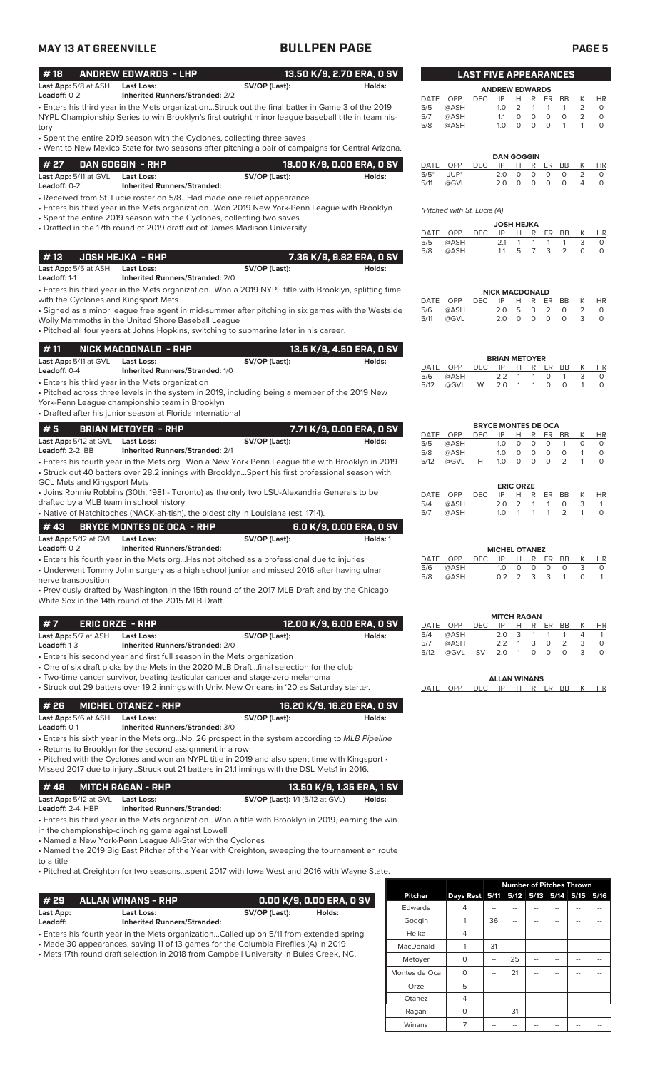## BULLPEN PAGE

### #18 ANDREW EDWARDS - LHP — 13.50 K/9, 2.70 ERA, 0 SV

**Last App:** 5/8 at ASH **Last Loss:** **SV/OP (Last):** **Holds:**
**Leadoff:** 0-2 **Inherited Runners/Stranded:** 2/2

- Enters his third year in the Mets organization...Struck out the final batter in Game 3 of the 2019 NYPL Championship Series to win Brooklyn's first outright minor league baseball title in team history
- Spent the entire 2019 season with the Cyclones, collecting three saves
- Went to New Mexico State for two seasons after pitching a pair of campaigns for Central Arizona.

### #27 DAN GOGGIN - RHP — 18.00 K/9, 0.00 ERA, 0 SV

**Last App:** 5/11 at GVL **Last Loss:** **SV/OP (Last):** **Holds:**
**Leadoff:** 0-2 **Inherited Runners/Stranded:**

- Received from St. Lucie roster on 5/8...Had made one relief appearance.
- Enters his third year in the Mets organization...Won 2019 New York-Penn League with Brooklyn.
- Spent the entire 2019 season with the Cyclones, collecting two saves
- Drafted in the 17th round of 2019 draft out of James Madison University

### #13 JOSH HEJKA - RHP — 7.36 K/9, 9.82 ERA, 0 SV

**Last App:** 5/5 at ASH **Last Loss:** **SV/OP (Last):** **Holds:**
**Leadoff:** 1-1 **Inherited Runners/Stranded:** 2/0

- Enters his third year in the Mets organization...Won a 2019 NYPL title with Brooklyn, splitting time with the Cyclones and Kingsport Mets
- Signed as a minor league free agent in mid-summer after pitching in six games with the Westside Wolly Mammoths in the United Shore Baseball League
- Pitched all four years at Johns Hopkins, switching to submarine later in his career.

### #11 NICK MACDONALD - RHP — 13.5 K/9, 4.50 ERA, 0 SV

**Last App:** 5/11 at GVL **Last Loss:** **SV/OP (Last):** **Holds:**
**Leadoff:** 0-4 **Inherited Runners/Stranded:** 1/0

- Enters his third year in the Mets organization
- Pitched across three levels in the system in 2019, including being a member of the 2019 New York-Penn League championship team in Brooklyn
- Drafted after his junior season at Florida International

### #5 BRIAN METOYER - RHP — 7.71 K/9, 0.00 ERA, 0 SV

**Last App:** 5/12 at GVL **Last Loss:** **SV/OP (Last):** **Holds:**
**Leadoff:** 2-2, BB **Inherited Runners/Stranded:** 2/1

- Enters his fourth year in the Mets org...Won a New York Penn League title with Brooklyn in 2019
- Struck out 40 batters over 28.2 innings with Brooklyn...Spent his first professional season with GCL Mets and Kingsport Mets
- Joins Ronnie Robbins (30th, 1981 - Toronto) as the only two LSU-Alexandria Generals to be drafted by a MLB team in school history
- Native of Natchitoches (NACK-ah-tish), the oldest city in Louisiana (est. 1714).

### #43 BRYCE MONTES DE OCA - RHP — 6.0 K/9, 0.00 ERA, 0 SV

**Last App:** 5/12 at GVL **Last Loss:** **SV/OP (Last):** **Holds:** 1
**Leadoff:** 0-2 **Inherited Runners/Stranded:**

- Enters his fourth year in the Mets org...Has not pitched as a professional due to injuries
- Underwent Tommy John surgery as a high school junior and missed 2016 after having ulnar nerve transposition
- Previously drafted by Washington in the 15th round of the 2017 MLB Draft and by the Chicago White Sox in the 14th round of the 2015 MLB Draft.

### #7 ERIC ORZE - RHP — 12.00 K/9, 6.00 ERA, 0 SV

**Last App:** 5/7 at ASH **Last Loss:** **SV/OP (Last):** **Holds:**
**Leadoff:** 1-3 **Inherited Runners/Stranded:** 2/0

- Enters his second year and first full season in the Mets organization
- One of six draft picks by the Mets in the 2020 MLB Draft...final selection for the club
- Two-time cancer survivor, beating testicular cancer and stage-zero melanoma
- Struck out 29 batters over 19.2 innings with Univ. New Orleans in '20 as Saturday starter.

### #26 MICHEL OTANEZ - RHP — 16.20 K/9, 16.20 ERA, 0 SV

**Last App:** 5/6 at ASH **Last Loss:** **SV/OP (Last):** **Holds:**
**Leadoff:** 0-1 **Inherited Runners/Stranded:** 3/0

- Enters his sixth year in the Mets org...No. 26 prospect in the system according to *MLB Pipeline*
- Returns to Brooklyn for the second assignment in a row
- Pitched with the Cyclones and won an NYPL title in 2019 and also spent time with Kingsport • Missed 2017 due to injury...Struck out 21 batters in 21.1 innings with the DSL Mets1 in 2016.

### #48 MITCH RAGAN - RHP — 13.50 K/9, 1.35 ERA, 1 SV

**Last App:** 5/12 at GVL **Last Loss:** **SV/OP (Last):** 1/1 (5/12 at GVL) **Holds:**
**Leadoff:** 2-4, HBP **Inherited Runners/Stranded:**

- Enters his third year in the Mets organization...Won a title with Brooklyn in 2019, earning the win in the championship-clinching game against Lowell
- Named a New York-Penn League All-Star with the Cyclones
- Named the 2019 Big East Pitcher of the Year with Creighton, sweeping the tournament en route to a title
- Pitched at Creighton for two seasons...spent 2017 with Iowa West and 2016 with Wayne State.

### #29 ALLAN WINANS - RHP — 0.00 K/9, 0.00 ERA, 0 SV

**Last App:** **Last Loss:** **SV/OP (Last):** **Holds:**
**Leadoff:** **Inherited Runners/Stranded:**

- Enters his fourth year in the Mets organization...Called up on 5/11 from extended spring
- Made 30 appearances, saving 11 of 13 games for the Columbia Fireflies (A) in 2019
- Mets 17th round draft selection in 2018 from Campbell University in Buies Creek, NC.

## LAST FIVE APPEARANCES

**ANDREW EDWARDS**

| DATE | OPP | DEC | IP | H | R | ER | BB | K | HR |
|---|---|---|---|---|---|---|---|---|---|
| 5/5 | @ASH | | 1.0 | 2 | 1 | 1 | 1 | 2 | 0 |
| 5/7 | @ASH | | 1.1 | 0 | 0 | 0 | 0 | 2 | 0 |
| 5/8 | @ASH | | 1.0 | 0 | 0 | 0 | 1 | 1 | 0 |

**DAN GOGGIN**

| DATE | OPP | DEC | IP | H | R | ER | BB | K | HR |
|---|---|---|---|---|---|---|---|---|---|
| 5/5* | JUP* | | 2.0 | 0 | 0 | 0 | 0 | 2 | 0 |
| 5/11 | @GVL | | 2.0 | 0 | 0 | 0 | 0 | 4 | 0 |

*Pitched with St. Lucie (A)*

**JOSH HEJKA**

| DATE | OPP | DEC | IP | H | R | ER | BB | K | HR |
|---|---|---|---|---|---|---|---|---|---|
| 5/5 | @ASH | | 2.1 | 1 | 1 | 1 | 1 | 3 | 0 |
| 5/8 | @ASH | | 1.1 | 5 | 7 | 3 | 2 | 0 | 0 |

**NICK MACDONALD**

| DATE | OPP | DEC | IP | H | R | ER | BB | K | HR |
|---|---|---|---|---|---|---|---|---|---|
| 5/6 | @ASH | | 2.0 | 5 | 3 | 2 | 0 | 2 | 0 |
| 5/11 | @GVL | | 2.0 | 0 | 0 | 0 | 0 | 3 | 0 |

**BRIAN METOYER**

| DATE | OPP | DEC | IP | H | R | ER | BB | K | HR |
|---|---|---|---|---|---|---|---|---|---|
| 5/6 | @ASH | | 2.2 | 1 | 1 | 0 | 1 | 3 | 0 |
| 5/12 | @GVL | W | 2.0 | 1 | 1 | 0 | 0 | 1 | 0 |

**BRYCE MONTES DE OCA**

| DATE | OPP | DEC | IP | H | R | ER | BB | K | HR |
|---|---|---|---|---|---|---|---|---|---|
| 5/5 | @ASH | | 1.0 | 0 | 0 | 0 | 1 | 0 | 0 |
| 5/8 | @ASH | | 1.0 | 0 | 0 | 0 | 0 | 1 | 0 |
| 5/12 | @GVL | H | 1.0 | 0 | 0 | 0 | 2 | 1 | 0 |

**ERIC ORZE**

| DATE | OPP | DEC | IP | H | R | ER | BB | K | HR |
|---|---|---|---|---|---|---|---|---|---|
| 5/4 | @ASH | | 2.0 | 2 | 1 | 1 | 0 | 3 | 1 |
| 5/7 | @ASH | | 1.0 | 1 | 1 | 1 | 2 | 1 | 0 |

**MICHEL OTANEZ**

| DATE | OPP | DEC | IP | H | R | ER | BB | K | HR |
|---|---|---|---|---|---|---|---|---|---|
| 5/6 | @ASH | | 1.0 | 0 | 0 | 0 | 0 | 3 | 0 |
| 5/8 | @ASH | | 0.2 | 2 | 3 | 3 | 1 | 0 | 1 |

**MITCH RAGAN**

| DATE | OPP | DEC | IP | H | R | ER | BB | K | HR |
|---|---|---|---|---|---|---|---|---|---|
| 5/4 | @ASH | | 2.0 | 3 | 1 | 1 | 1 | 4 | 1 |
| 5/7 | @ASH | | 2.2 | 1 | 3 | 0 | 2 | 3 | 0 |
| 5/12 | @GVL | SV | 2.0 | 1 | 0 | 0 | 0 | 3 | 0 |

**ALLAN WINANS**

| DATE | OPP | DEC | IP | H | R | ER | BB | K | HR |
|---|---|---|---|---|---|---|---|---|---|

## Number of Pitches Thrown

| Pitcher | Days Rest | 5/11 | 5/12 | 5/13 | 5/14 | 5/15 | 5/16 |
|---|---|---|---|---|---|---|---|
| Edwards | 4 | -- | -- | -- | -- | -- | -- |
| Goggin | 1 | 36 | -- | -- | -- | -- | -- |
| Hejka | 4 | -- | -- | -- | -- | -- | -- |
| MacDonald | 1 | 31 | -- | -- | -- | -- | -- |
| Metoyer | 0 | -- | 25 | -- | -- | -- | -- |
| Montes de Oca | 0 | -- | 21 | -- | -- | -- | -- |
| Orze | 5 | -- | -- | -- | -- | -- | -- |
| Otanez | 4 | -- | -- | -- | -- | -- | -- |
| Ragan | 0 | -- | 31 | -- | -- | -- | -- |
| Winans | 7 | -- | -- | -- | -- | -- | -- |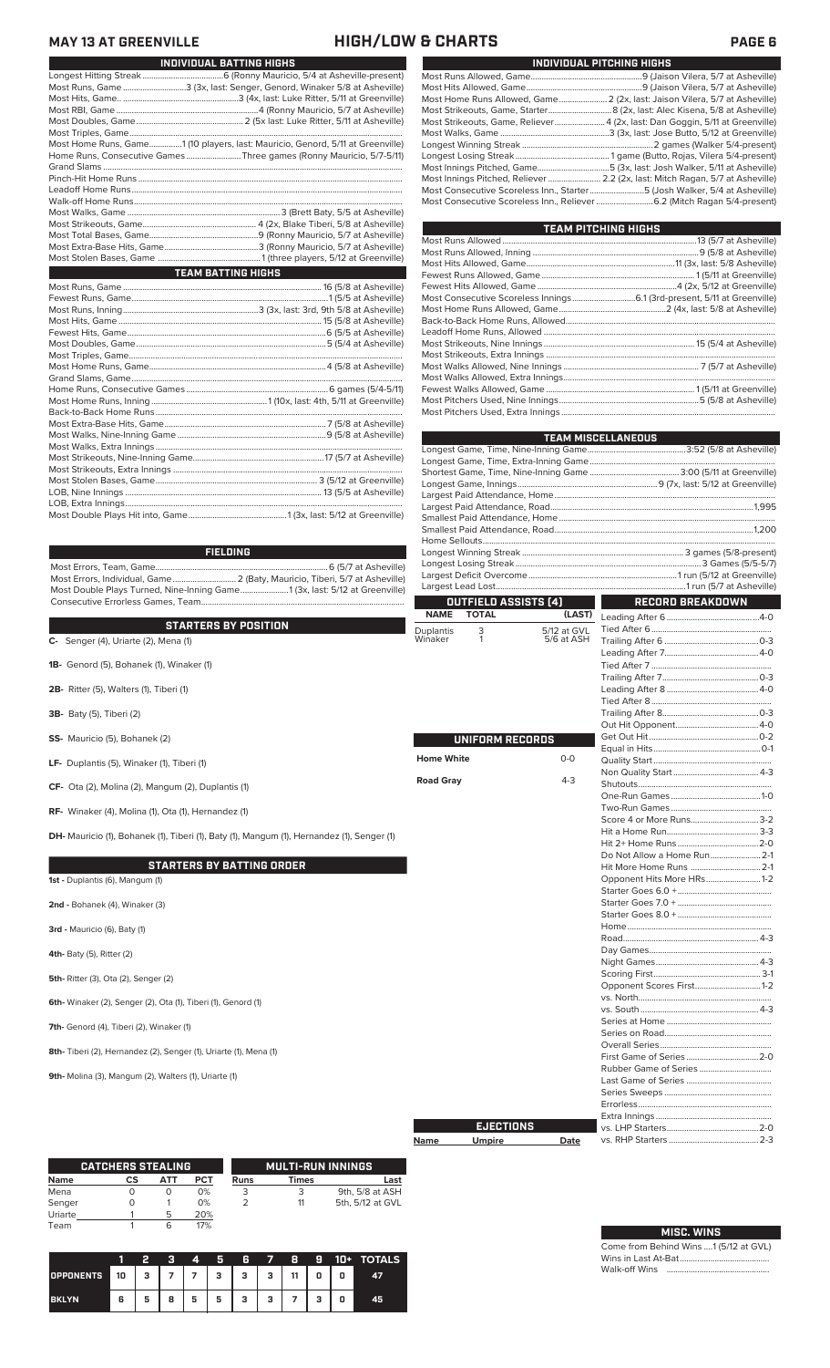# MAY 13 AT GREENVILLE — HIGH/LOW & CHARTS

## INDIVIDUAL BATTING HIGHS

| | |
|---|---|
| Longest Hitting Streak | 6 (Ronny Mauricio, 5/4 at Asheville-present) |
| Most Runs, Game | 3 (3x, last: Senger, Genord, Winaker 5/8 at Asheville) |
| Most Hits, Game. | 3 (4x, last: Luke Ritter, 5/11 at Greenville) |
| Most RBI, Game | 4 (Ronny Mauricio, 5/7 at Asheville) |
| Most Doubles, Game | 2 (5x last: Luke Ritter, 5/11 at Greenville) |
| Most Triples, Game | |
| Most Home Runs, Game | 1 (10 players, last: Mauricio, Genord, 5/11 at Greenville) |
| Home Runs, Consecutive Games | Three games (Ronny Mauricio, 5/7-5/11) |
| Grand Slams | |
| Pinch-Hit Home Runs | |
| Leadoff Home Runs | |
| Walk-off Home Runs | |
| Most Walks, Game | 3 (Brett Baty, 5/5 at Asheville) |
| Most Strikeouts, Game | 4 (2x, Blake Tiberi, 5/8 at Asheville) |
| Most Total Bases, Game | 9 (Ronny Mauricio, 5/7 at Asheville) |
| Most Extra-Base Hits, Game | 3 (Ronny Mauricio, 5/7 at Asheville) |
| Most Stolen Bases, Game | 1 (three players, 5/12 at Greenville) |

## TEAM BATTING HIGHS

| | |
|---|---|
| Most Runs, Game | 16 (5/8 at Asheville) |
| Fewest Runs, Game | 1 (5/5 at Asheville) |
| Most Runs, Inning | 3 (3x, last: 3rd, 9th 5/8 at Asheville) |
| Most Hits, Game | 15 (5/8 at Asheville) |
| Fewest Hits, Game | 6 (5/5 at Asheville) |
| Most Doubles, Game | 5 (5/4 at Asheville) |
| Most Triples, Game | |
| Most Home Runs, Game | 4 (5/8 at Asheville) |
| Grand Slams, Game | |
| Home Runs, Consecutive Games | 6 games (5/4-5/11) |
| Most Home Runs, Inning | 1 (10x, last: 4th, 5/11 at Greenville) |
| Back-to-Back Home Runs | |
| Most Extra-Base Hits, Game | 7 (5/8 at Asheville) |
| Most Walks, Nine-Inning Game | 9 (5/8 at Asheville) |
| Most Walks, Extra Innings | |
| Most Strikeouts, Nine-Inning Game | 17 (5/7 at Asheville) |
| Most Strikeouts, Extra Innings | |
| Most Stolen Bases, Game | 3 (5/12 at Greenville) |
| LOB, Nine Innings | 13 (5/5 at Asheville) |
| LOB, Extra Innings | |
| Most Double Plays Hit into, Game | 1 (3x, last: 5/12 at Greenville) |

## FIELDING

| | |
|---|---|
| Most Errors, Team, Game | 6 (5/7 at Asheville) |
| Most Errors, Individual, Game | 2 (Baty, Mauricio, Tiberi, 5/7 at Asheville) |
| Most Double Plays Turned, Nine-Inning Game | 1 (3x, last: 5/12 at Greenville) |
| Consecutive Errorless Games, Team | |

## STARTERS BY POSITION

**C-** Senger (4), Uriarte (2), Mena (1)

**1B-** Genord (5), Bohanek (1), Winaker (1)

**2B-** Ritter (5), Walters (1), Tiberi (1)

**3B-** Baty (5), Tiberi (2)

**SS-** Mauricio (5), Bohanek (2)

**LF-** Duplantis (5), Winaker (1), Tiberi (1)

**CF-** Ota (2), Molina (2), Mangum (2), Duplantis (1)

**RF-** Winaker (4), Molina (1), Ota (1), Hernandez (1)

**DH-** Mauricio (1), Bohanek (1), Tiberi (1), Baty (1), Mangum (1), Hernandez (1), Senger (1)

## STARTERS BY BATTING ORDER

**1st -** Duplantis (6), Mangum (1)

**2nd -** Bohanek (4), Winaker (3)

**3rd -** Mauricio (6), Baty (1)

**4th-** Baty (5), Ritter (2)

**5th-** Ritter (3), Ota (2), Senger (2)

**6th-** Winaker (2), Senger (2), Ota (1), Tiberi (1), Genord (1)

**7th-** Genord (4), Tiberi (2), Winaker (1)

**8th-** Tiberi (2), Hernandez (2), Senger (1), Uriarte (1), Mena (1)

**9th-** Molina (3), Mangum (2), Walters (1), Uriarte (1)

## CATCHERS STEALING

| Name | CS | ATT | PCT |
|---|---|---|---|
| Mena | 0 | 0 | 0% |
| Senger | 0 | 1 | 0% |
| Uriarte | 1 | 5 | 20% |
| Team | 1 | 6 | 17% |

## MULTI-RUN INNINGS

| Runs | Times | Last |
|---|---|---|
| 3 | 3 | 9th, 5/8 at ASH |
| 2 | 11 | 5th, 5/12 at GVL |

| | 1 | 2 | 3 | 4 | 5 | 6 | 7 | 8 | 9 | 10+ | TOTALS |
|---|---|---|---|---|---|---|---|---|---|---|---|
| OPPONENTS | 10 | 3 | 7 | 7 | 3 | 3 | 3 | 11 | 0 | 0 | 47 |
| BKLYN | 6 | 5 | 8 | 5 | 5 | 3 | 3 | 7 | 3 | 0 | 45 |

## INDIVIDUAL PITCHING HIGHS

| | |
|---|---|
| Most Runs Allowed, Game | 9 (Jaison Vilera, 5/7 at Asheville) |
| Most Hits Allowed, Game | 9 (Jaison Vilera, 5/7 at Asheville) |
| Most Home Runs Allowed, Game | 2 (2x, last: Jaison Vilera, 5/7 at Asheville) |
| Most Strikeouts, Game, Starter | 8 (2x, last: Alec Kisena, 5/8 at Asheville) |
| Most Strikeouts, Game, Reliever | 4 (2x, last: Dan Goggin, 5/11 at Greenville) |
| Most Walks, Game | 3 (3x, last: Jose Butto, 5/12 at Greenville) |
| Longest Winning Streak | 2 games (Walker 5/4-present) |
| Longest Losing Streak | 1 game (Butto, Rojas, Vilera 5/4-present) |
| Most Innings Pitched, Game | 5 (3x, last: Josh Walker, 5/11 at Greenville) |
| Most Innings Pitched, Reliever | 2.2 (2x, last: Mitch Ragan, 5/7 at Asheville) |
| Most Consecutive Scoreless Inn., Starter | 5 (Josh Walker, 5/4 at Asheville) |
| Most Consecutive Scoreless Inn., Reliever | 6.2 (Mitch Ragan 5/4-present) |

## TEAM PITCHING HIGHS

| | |
|---|---|
| Most Runs Allowed | 13 (5/7 at Asheville) |
| Most Runs Allowed, Inning | 9 (5/8 at Asheville) |
| Most Hits Allowed, Game | 11 (3x, last: 5/8 at Asheville) |
| Fewest Runs Allowed, Game | 1 (5/11 at Greenville) |
| Fewest Hits Allowed, Game | 4 (2x, 5/12 at Greenville) |
| Most Consecutive Scoreless Innings | 6.1 (3rd-present, 5/11 at Greenville) |
| Most Home Runs Allowed, Game | 2 (4x, last: 5/8 at Asheville) |
| Back-to-Back Home Runs, Allowed | |
| Leadoff Home Runs, Allowed | |
| Most Strikeouts, Nine Innings | 15 (5/4 at Asheville) |
| Most Strikeouts, Extra Innings | |
| Most Walks Allowed, Nine Innings | 7 (5/7 at Asheville) |
| Most Walks Allowed, Extra Innings | |
| Fewest Walks Allowed, Game | 1 (5/11 at Greenville) |
| Most Pitchers Used, Nine Innings | 5 (5/8 at Asheville) |
| Most Pitchers Used, Extra Innings | |

## TEAM MISCELLANEOUS

| | |
|---|---|
| Longest Game, Time, Nine-Inning Game | 3:52 (5/8 at Asheville) |
| Longest Game, Time, Extra-Inning Game | |
| Shortest Game, Time, Nine-Inning Game | 3:00 (5/11 at Greenville) |
| Longest Game, Innings | 9 (7x, last: 5/12 at Greenville) |
| Largest Paid Attendance, Home | |
| Largest Paid Attendance, Road | 1,995 |
| Smallest Paid Attendance, Home | |
| Smallest Paid Attendance, Road | 1,200 |
| Home Sellouts | |
| Longest Winning Streak | 3 games (5/8-present) |
| Longest Losing Streak | 3 Games (5/5-5/7) |
| Largest Deficit Overcome | 1 run (5/12 at Greenville) |
| Largest Lead Lost | 1 run (5/7 at Asheville) |

## OUTFIELD ASSISTS (4)

| NAME | TOTAL | (LAST) |
|---|---|---|
| Duplantis | 3 | 5/12 at GVL |
| Winaker | 1 | 5/6 at ASH |

## UNIFORM RECORDS

| | |
|---|---|
| Home White | 0-0 |
| Road Gray | 4-3 |

## EJECTIONS

| Name | Umpire | Date |
|---|---|---|

## RECORD BREAKDOWN

| | |
|---|---|
| Leading After 6 | 4-0 |
| Tied After 6 | |
| Trailing After 6 | 0-3 |
| Leading After 7 | 4-0 |
| Tied After 7 | |
| Trailing After 7 | 0-3 |
| Leading After 8 | 4-0 |
| Tied After 8 | |
| Trailing After 8 | 0-3 |
| Out Hit Opponent | 4-0 |
| Get Out Hit | 0-2 |
| Equal in Hits | 0-1 |
| Quality Start | |
| Non Quality Start | 4-3 |
| Shutouts | |
| One-Run Games | 1-0 |
| Two-Run Games | |
| Score 4 or More Runs | 3-2 |
| Hit a Home Run | 3-3 |
| Hit 2+ Home Runs | 2-0 |
| Do Not Allow a Home Run | 2-1 |
| Hit More Home Runs | 2-1 |
| Opponent Hits More HRs | 1-2 |
| Starter Goes 6.0 + | |
| Starter Goes 7.0 + | |
| Starter Goes 8.0 + | |
| Home | |
| Road | 4-3 |
| Day Games | |
| Night Games | 4-3 |
| Scoring First | 3-1 |
| Opponent Scores First | 1-2 |
| vs. North | |
| vs. South | 4-3 |
| Series at Home | |
| Series on Road | |
| Overall Series | |
| First Game of Series | 2-0 |
| Rubber Game of Series | |
| Last Game of Series | |
| Series Sweeps | |
| Errorless | |
| Extra Innings | |
| vs. LHP Starters | 2-0 |
| vs. RHP Starters | 2-3 |

## MISC. WINS

| | |
|---|---|
| Come from Behind Wins | 1 (5/12 at GVL) |
| Wins in Last At-Bat | |
| Walk-off Wins | |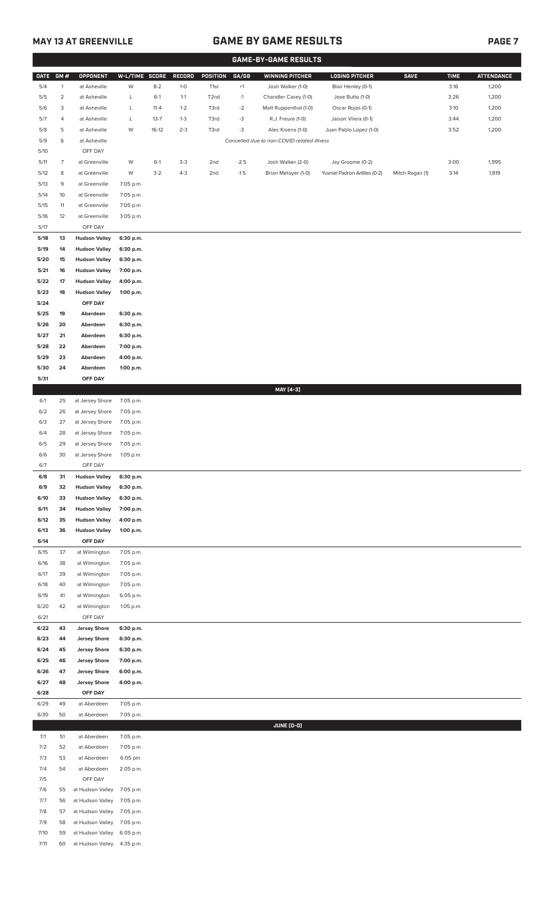## MAY 13 AT GREENVILLE

# GAME BY GAME RESULTS

### GAME-BY-GAME RESULTS

| DATE | GM # | OPPONENT | W-L/TIME | SCORE | RECORD | POSITION | GA/GB | WINNING PITCHER | LOSING PITCHER | SAVE | TIME | ATTENDANCE |
|---|---|---|---|---|---|---|---|---|---|---|---|---|
| 5/4 | 1 | at Asheville | W | 8-2 | 1-0 | T1st | +1 | Josh Walker (1-0) | Blair Henley (0-1) | | 3:16 | 1,200 |
| 5/5 | 2 | at Asheville | L | 6-1 | 1-1 | T2nd | -1 | Chandler Casey (1-0) | Jose Butto (1-0) | | 3:26 | 1,200 |
| 5/6 | 3 | at Asheville | L | 11-4 | 1-2 | T3rd | -2 | Matt Ruppenthal (1-0) | Oscar Rojas (0-1) | | 3:10 | 1,200 |
| 5/7 | 4 | at Asheville | L | 13-7 | 1-3 | T3rd | -3 | R.J. Freure (1-0) | Jaison Vilera (0-1) | | 3:44 | 1,200 |
| 5/8 | 5 | at Asheville | W | 16-12 | 2-3 | T3rd | -3 | Alec Kisena (1-0) | Juan Pablo Lopez (1-0) | | 3:52 | 1,200 |
| 5/9 | 6 | at Asheville | | | | | | *Cancelled due to non-COVID-related illness* | | | | |
| 5/10 | | OFF DAY | | | | | | | | | | |
| 5/11 | 7 | at Greenville | W | 6-1 | 3-3 | 2nd | -2.5 | Josh Walker (2-0) | Jay Groome (0-2) | | 3:00 | 1,995 |
| 5/12 | 8 | at Greenville | W | 3-2 | 4-3 | 2nd | -1.5 | Brian Metoyer (1-0) | Yusniel Padron-Artilles (0-2) | Mitch Ragan (1) | 3:14 | 1,819 |
| 5/13 | 9 | at Greenville | 7:05 p.m. | | | | | | | | | |
| 5/14 | 10 | at Greenville | 7:05 p.m. | | | | | | | | | |
| 5/15 | 11 | at Greenville | 7:05 p.m. | | | | | | | | | |
| 5/16 | 12 | at Greenville | 3:05 p.m. | | | | | | | | | |
| 5/17 | | OFF DAY | | | | | | | | | | |
| **5/18** | **13** | **Hudson Valley** | **6:30 p.m.** | | | | | | | | | |
| **5/19** | **14** | **Hudson Valley** | **6:30 p.m.** | | | | | | | | | |
| **5/20** | **15** | **Hudson Valley** | **6:30 p.m.** | | | | | | | | | |
| **5/21** | **16** | **Hudson Valley** | **7:00 p.m.** | | | | | | | | | |
| **5/22** | **17** | **Hudson Valley** | **4:00 p.m.** | | | | | | | | | |
| **5/23** | **18** | **Hudson Valley** | **1:00 p.m.** | | | | | | | | | |
| **5/24** | | **OFF DAY** | | | | | | | | | | |
| **5/25** | **19** | **Aberdeen** | **6:30 p.m.** | | | | | | | | | |
| **5/26** | **20** | **Aberdeen** | **6:30 p.m.** | | | | | | | | | |
| **5/27** | **21** | **Aberdeen** | **6:30 p.m.** | | | | | | | | | |
| **5/28** | **22** | **Aberdeen** | **7:00 p.m.** | | | | | | | | | |
| **5/29** | **23** | **Aberdeen** | **4:00 p.m.** | | | | | | | | | |
| **5/30** | **24** | **Aberdeen** | **1:00 p.m.** | | | | | | | | | |
| **5/31** | | **OFF DAY** | | | | | | | | | | |
| | | | | | | | | **MAY (4-3)** | | | | |
| 6/1 | 25 | at Jersey Shore | 7:05 p.m. | | | | | | | | | |
| 6/2 | 26 | at Jersey Shore | 7:05 p.m. | | | | | | | | | |
| 6/3 | 27 | at Jersey Shore | 7:05 p.m. | | | | | | | | | |
| 6/4 | 28 | at Jersey Shore | 7:05 p.m. | | | | | | | | | |
| 6/5 | 29 | at Jersey Shore | 7:05 p.m. | | | | | | | | | |
| 6/6 | 30 | at Jersey Shore | 1:05 p.m. | | | | | | | | | |
| 6/7 | | OFF DAY | | | | | | | | | | |
| **6/8** | **31** | **Hudson Valley** | **6:30 p.m.** | | | | | | | | | |
| **6/9** | **32** | **Hudson Valley** | **6:30 p.m.** | | | | | | | | | |
| **6/10** | **33** | **Hudson Valley** | **6:30 p.m.** | | | | | | | | | |
| **6/11** | **34** | **Hudson Valley** | **7:00 p.m.** | | | | | | | | | |
| **6/12** | **35** | **Hudson Valley** | **4:00 p.m.** | | | | | | | | | |
| **6/13** | **36** | **Hudson Valley** | **1:00 p.m.** | | | | | | | | | |
| **6/14** | | **OFF DAY** | | | | | | | | | | |
| 6/15 | 37 | at Wilmington | 7:05 p.m. | | | | | | | | | |
| 6/16 | 38 | at Wilmington | 7:05 p.m. | | | | | | | | | |
| 6/17 | 39 | at Wilmington | 7:05 p.m. | | | | | | | | | |
| 6/18 | 40 | at Wilmington | 7:05 p.m. | | | | | | | | | |
| 6/19 | 41 | at Wilmington | 6:05 p.m. | | | | | | | | | |
| 6/20 | 42 | at Wilmington | 1:05 p.m. | | | | | | | | | |
| 6/21 | | OFF DAY | | | | | | | | | | |
| **6/22** | **43** | **Jersey Shore** | **6:30 p.m.** | | | | | | | | | |
| **6/23** | **44** | **Jersey Shore** | **6:30 p.m.** | | | | | | | | | |
| **6/24** | **45** | **Jersey Shore** | **6:30 p.m.** | | | | | | | | | |
| **6/25** | **46** | **Jersey Shore** | **7:00 p.m.** | | | | | | | | | |
| **6/26** | **47** | **Jersey Shore** | **6:00 p.m.** | | | | | | | | | |
| **6/27** | **48** | **Jersey Shore** | **4:00 p.m.** | | | | | | | | | |
| **6/28** | | **OFF DAY** | | | | | | | | | | |
| 6/29 | 49 | at Aberdeen | 7:05 p.m. | | | | | | | | | |
| 6/30 | 50 | at Aberdeen | 7:05 p.m. | | | | | | | | | |
| | | | | | | | | **JUNE (0-0)** | | | | |
| 7/1 | 51 | at Aberdeen | 7:05 p.m. | | | | | | | | | |
| 7/2 | 52 | at Aberdeen | 7:05 p.m. | | | | | | | | | |
| 7/3 | 53 | at Aberdeen | 6:05 pm. | | | | | | | | | |
| 7/4 | 54 | at Aberdeen | 2:05 p.m. | | | | | | | | | |
| 7/5 | | OFF DAY | | | | | | | | | | |
| 7/6 | 55 | at Hudson Valley | 7:05 p.m. | | | | | | | | | |
| 7/7 | 56 | at Hudson Valley | 7:05 p.m. | | | | | | | | | |
| 7/8 | 57 | at Hudson Valley | 7:05 p.m. | | | | | | | | | |
| 7/9 | 58 | at Hudson Valley | 7:05 p.m. | | | | | | | | | |
| 7/10 | 59 | at Hudson Valley | 6:05 p.m. | | | | | | | | | |
| 7/11 | 60 | at Hudson Valley | 4:35 p.m. | | | | | | | | | |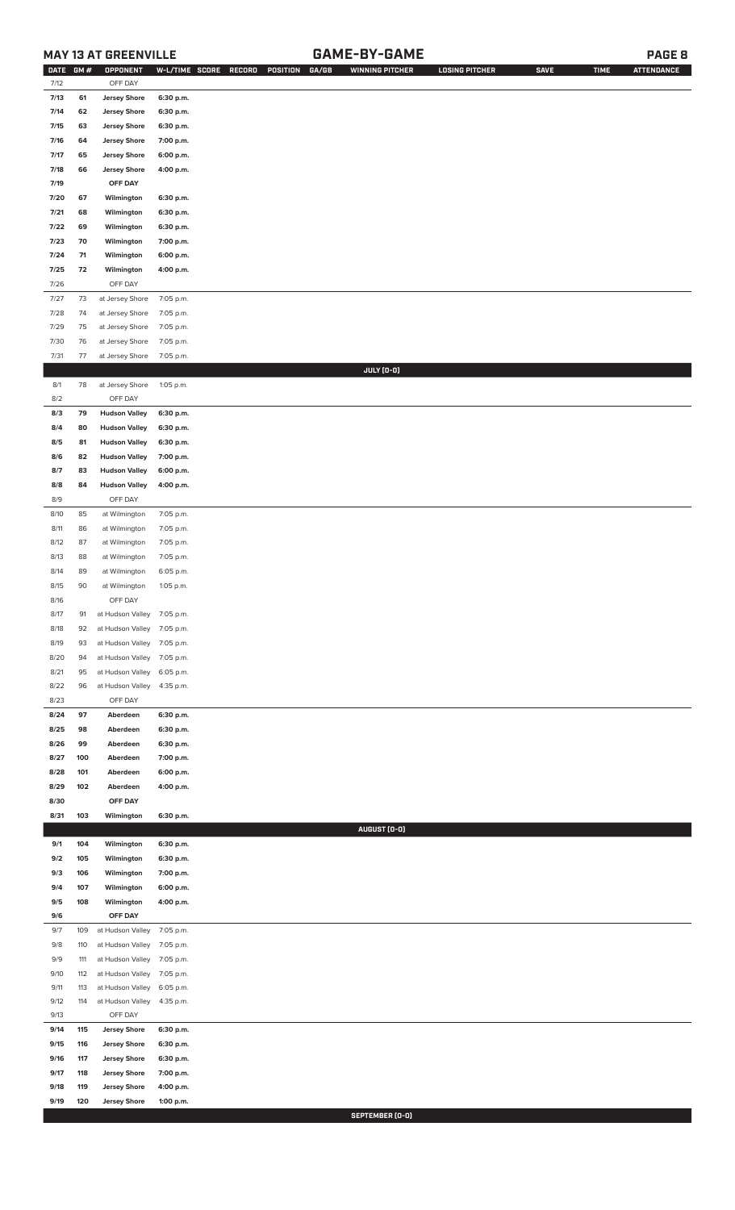## MAY 13 AT GREENVILLE

## GAME-BY-GAME

| DATE | GM # | OPPONENT | W-L/TIME | SCORE | RECORD | POSITION | GA/GB | WINNING PITCHER | LOSING PITCHER | SAVE | TIME | ATTENDANCE |
|---|---|---|---|---|---|---|---|---|---|---|---|---|
| 7/12 | | OFF DAY | | | | | | | | | | |
| 7/13 | 61 | Jersey Shore | 6:30 p.m. | | | | | | | | | |
| 7/14 | 62 | Jersey Shore | 6:30 p.m. | | | | | | | | | |
| 7/15 | 63 | Jersey Shore | 6:30 p.m. | | | | | | | | | |
| 7/16 | 64 | Jersey Shore | 7:00 p.m. | | | | | | | | | |
| 7/17 | 65 | Jersey Shore | 6:00 p.m. | | | | | | | | | |
| 7/18 | 66 | Jersey Shore | 4:00 p.m. | | | | | | | | | |
| 7/19 | | OFF DAY | | | | | | | | | | |
| 7/20 | 67 | Wilmington | 6:30 p.m. | | | | | | | | | |
| 7/21 | 68 | Wilmington | 6:30 p.m. | | | | | | | | | |
| 7/22 | 69 | Wilmington | 6:30 p.m. | | | | | | | | | |
| 7/23 | 70 | Wilmington | 7:00 p.m. | | | | | | | | | |
| 7/24 | 71 | Wilmington | 6:00 p.m. | | | | | | | | | |
| 7/25 | 72 | Wilmington | 4:00 p.m. | | | | | | | | | |
| 7/26 | | OFF DAY | | | | | | | | | | |
| 7/27 | 73 | at Jersey Shore | 7:05 p.m. | | | | | | | | | |
| 7/28 | 74 | at Jersey Shore | 7:05 p.m. | | | | | | | | | |
| 7/29 | 75 | at Jersey Shore | 7:05 p.m. | | | | | | | | | |
| 7/30 | 76 | at Jersey Shore | 7:05 p.m. | | | | | | | | | |
| 7/31 | 77 | at Jersey Shore | 7:05 p.m. | | | | | | | | | |
| | | | | | | | | JULY (0-0) | | | | |
| 8/1 | 78 | at Jersey Shore | 1:05 p.m. | | | | | | | | | |
| 8/2 | | OFF DAY | | | | | | | | | | |
| 8/3 | 79 | Hudson Valley | 6:30 p.m. | | | | | | | | | |
| 8/4 | 80 | Hudson Valley | 6:30 p.m. | | | | | | | | | |
| 8/5 | 81 | Hudson Valley | 6:30 p.m. | | | | | | | | | |
| 8/6 | 82 | Hudson Valley | 7:00 p.m. | | | | | | | | | |
| 8/7 | 83 | Hudson Valley | 6:00 p.m. | | | | | | | | | |
| 8/8 | 84 | Hudson Valley | 4:00 p.m. | | | | | | | | | |
| 8/9 | | OFF DAY | | | | | | | | | | |
| 8/10 | 85 | at Wilmington | 7:05 p.m. | | | | | | | | | |
| 8/11 | 86 | at Wilmington | 7:05 p.m. | | | | | | | | | |
| 8/12 | 87 | at Wilmington | 7:05 p.m. | | | | | | | | | |
| 8/13 | 88 | at Wilmington | 7:05 p.m. | | | | | | | | | |
| 8/14 | 89 | at Wilmington | 6:05 p.m. | | | | | | | | | |
| 8/15 | 90 | at Wilmington | 1:05 p.m. | | | | | | | | | |
| 8/16 | | OFF DAY | | | | | | | | | | |
| 8/17 | 91 | at Hudson Valley | 7:05 p.m. | | | | | | | | | |
| 8/18 | 92 | at Hudson Valley | 7:05 p.m. | | | | | | | | | |
| 8/19 | 93 | at Hudson Valley | 7:05 p.m. | | | | | | | | | |
| 8/20 | 94 | at Hudson Valley | 7:05 p.m. | | | | | | | | | |
| 8/21 | 95 | at Hudson Valley | 6:05 p.m. | | | | | | | | | |
| 8/22 | 96 | at Hudson Valley | 4:35 p.m. | | | | | | | | | |
| 8/23 | | OFF DAY | | | | | | | | | | |
| 8/24 | 97 | Aberdeen | 6:30 p.m. | | | | | | | | | |
| 8/25 | 98 | Aberdeen | 6:30 p.m. | | | | | | | | | |
| 8/26 | 99 | Aberdeen | 6:30 p.m. | | | | | | | | | |
| 8/27 | 100 | Aberdeen | 7:00 p.m. | | | | | | | | | |
| 8/28 | 101 | Aberdeen | 6:00 p.m. | | | | | | | | | |
| 8/29 | 102 | Aberdeen | 4:00 p.m. | | | | | | | | | |
| 8/30 | | OFF DAY | | | | | | | | | | |
| 8/31 | 103 | Wilmington | 6:30 p.m. | | | | | | | | | |
| | | | | | | | | AUGUST (0-0) | | | | |
| 9/1 | 104 | Wilmington | 6:30 p.m. | | | | | | | | | |
| 9/2 | 105 | Wilmington | 6:30 p.m. | | | | | | | | | |
| 9/3 | 106 | Wilmington | 7:00 p.m. | | | | | | | | | |
| 9/4 | 107 | Wilmington | 6:00 p.m. | | | | | | | | | |
| 9/5 | 108 | Wilmington | 4:00 p.m. | | | | | | | | | |
| 9/6 | | OFF DAY | | | | | | | | | | |
| 9/7 | 109 | at Hudson Valley | 7:05 p.m. | | | | | | | | | |
| 9/8 | 110 | at Hudson Valley | 7:05 p.m. | | | | | | | | | |
| 9/9 | 111 | at Hudson Valley | 7:05 p.m. | | | | | | | | | |
| 9/10 | 112 | at Hudson Valley | 7:05 p.m. | | | | | | | | | |
| 9/11 | 113 | at Hudson Valley | 6:05 p.m. | | | | | | | | | |
| 9/12 | 114 | at Hudson Valley | 4:35 p.m. | | | | | | | | | |
| 9/13 | | OFF DAY | | | | | | | | | | |
| 9/14 | 115 | Jersey Shore | 6:30 p.m. | | | | | | | | | |
| 9/15 | 116 | Jersey Shore | 6:30 p.m. | | | | | | | | | |
| 9/16 | 117 | Jersey Shore | 6:30 p.m. | | | | | | | | | |
| 9/17 | 118 | Jersey Shore | 7:00 p.m. | | | | | | | | | |
| 9/18 | 119 | Jersey Shore | 4:00 p.m. | | | | | | | | | |
| 9/19 | 120 | Jersey Shore | 1:00 p.m. | | | | | | | | | |
| | | | | | | | | SEPTEMBER (0-0) | | | | |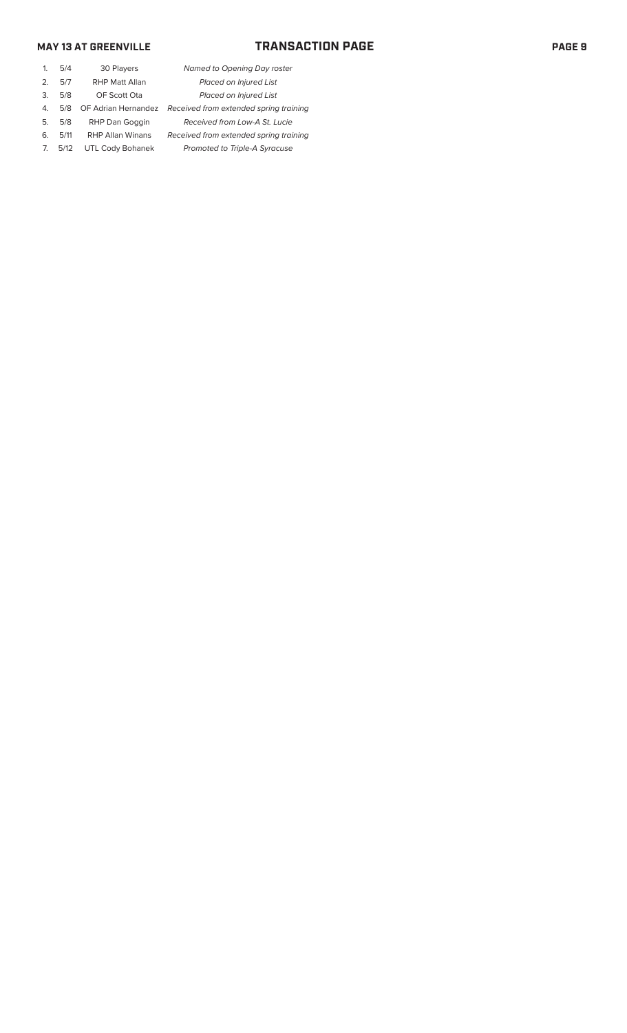# TRANSACTION PAGE

| | | | |
|---|---|---|---|
| 1. | 5/4 | 30 Players | *Named to Opening Day roster* |
| 2. | 5/7 | RHP Matt Allan | *Placed on Injured List* |
| 3. | 5/8 | OF Scott Ota | *Placed on Injured List* |
| 4. | 5/8 | OF Adrian Hernandez | *Received from extended spring training* |
| 5. | 5/8 | RHP Dan Goggin | *Received from Low-A St. Lucie* |
| 6. | 5/11 | RHP Allan Winans | *Received from extended spring training* |
| 7. | 5/12 | UTL Cody Bohanek | *Promoted to Triple-A Syracuse* |